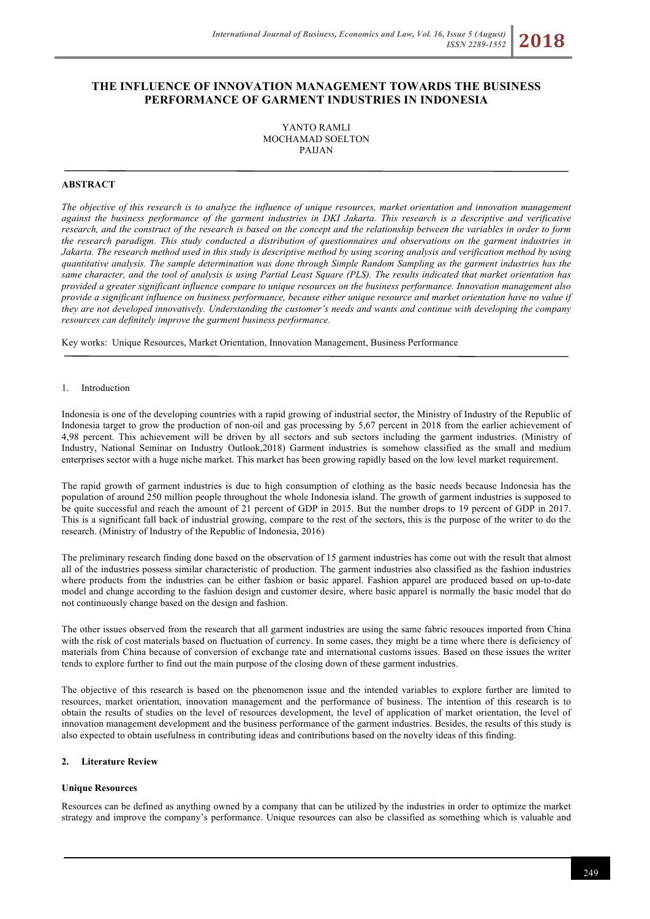# THE INFLUENCE OF INNOVATION MANAGEMENT TOWARDS THE BUSINESS PERFORMANCE OF GARMENT INDUSTRIES IN INDONESIA

YANTO RAMLI
MOCHAMAD SOELTON
PAIJAN

## ABSTRACT

*The objective of this research is to analyze the influence of unique resources, market orientation and innovation management against the business performance of the garment industries in DKI Jakarta. This research is a descriptive and verificative research, and the construct of the research is based on the concept and the relationship between the variables in order to form the research paradigm. This study conducted a distribution of questionnaires and observations on the garment industries in Jakarta. The research method used in this study is descriptive method by using scoring analysis and verification method by using quantitative analysis. The sample determination was done through Simple Random Sampling as the garment industries has the same character, and the tool of analysis is using Partial Least Square (PLS). The results indicated that market orientation has provided a greater significant influence compare to unique resources on the business performance. Innovation management also provide a significant influence on business performance, because either unique resource and market orientation have no value if they are not developed innovatively. Understanding the customer's needs and wants and continue with developing the company resources can definitely improve the garment business performance.*

Key works: Unique Resources, Market Orientation, Innovation Management, Business Performance

## 1. Introduction

Indonesia is one of the developing countries with a rapid growing of industrial sector, the Ministry of Industry of the Republic of Indonesia target to grow the production of non-oil and gas processing by 5,67 percent in 2018 from the earlier achievement of 4,98 percent. This achievement will be driven by all sectors and sub sectors including the garment industries. (Ministry of Industry, National Seminar on Industry Outlook,2018) Garment industries is somehow classified as the small and medium enterprises sector with a huge niche market. This market has been growing rapidly based on the low level market requirement.

The rapid growth of garment industries is due to high consumption of clothing as the basic needs because Indonesia has the population of around 250 million people throughout the whole Indonesia island. The growth of garment industries is supposed to be quite successful and reach the amount of 21 percent of GDP in 2015. But the number drops to 19 percent of GDP in 2017. This is a significant fall back of industrial growing, compare to the rest of the sectors, this is the purpose of the writer to do the research. (Ministry of Industry of the Republic of Indonesia, 2016)

The preliminary research finding done based on the observation of 15 garment industries has come out with the result that almost all of the industries possess similar characteristic of production. The garment industries also classified as the fashion industries where products from the industries can be either fashion or basic apparel. Fashion apparel are produced based on up-to-date model and change according to the fashion design and customer desire, where basic apparel is normally the basic model that do not continuously change based on the design and fashion.

The other issues observed from the research that all garment industries are using the same fabric resouces imported from China with the risk of cost materials based on fluctuation of currency. In some cases, they might be a time where there is deficiency of materials from China because of conversion of exchange rate and international customs issues. Based on these issues the writer tends to explore further to find out the main purpose of the closing down of these garment industries.

The objective of this research is based on the phenomenon issue and the intended variables to explore further are limited to resources, market orientation, innovation management and the performance of business. The intention of this research is to obtain the results of studies on the level of resources development, the level of application of market orientation, the level of innovation management development and the business performance of the garment industries. Besides, the results of this study is also expected to obtain usefulness in contributing ideas and contributions based on the novelty ideas of this finding.

## 2. Literature Review

### Unique Resources

Resources can be defined as anything owned by a company that can be utilized by the industries in order to optimize the market strategy and improve the company's performance. Unique resources can also be classified as something which is valuable and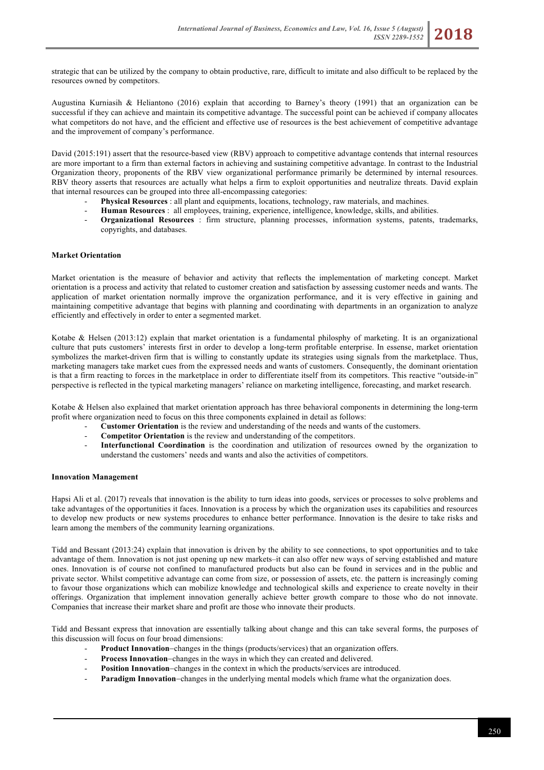strategic that can be utilized by the company to obtain productive, rare, difficult to imitate and also difficult to be replaced by the resources owned by competitors.

Augustina Kurniasih & Heliantono (2016) explain that according to Barney's theory (1991) that an organization can be successful if they can achieve and maintain its competitive advantage. The successful point can be achieved if company allocates what competitors do not have, and the efficient and effective use of resources is the best achievement of competitive advantage and the improvement of company's performance.

David (2015:191) assert that the resource-based view (RBV) approach to competitive advantage contends that internal resources are more important to a firm than external factors in achieving and sustaining competitive advantage. In contrast to the Industrial Organization theory, proponents of the RBV view organizational performance primarily be determined by internal resources. RBV theory asserts that resources are actually what helps a firm to exploit opportunities and neutralize threats. David explain that internal resources can be grouped into three all-encompassing categories:

- **Physical Resources** : all plant and equipments, locations, technology, raw materials, and machines.
- **Human Resources** : all employees, training, experience, intelligence, knowledge, skills, and abilities.
- **Organizational Resources** : firm structure, planning processes, information systems, patents, trademarks, copyrights, and databases.

### Market Orientation

Market orientation is the measure of behavior and activity that reflects the implementation of marketing concept. Market orientation is a process and activity that related to customer creation and satisfaction by assessing customer needs and wants. The application of market orientation normally improve the organization performance, and it is very effective in gaining and maintaining competitive advantage that begins with planning and coordinating with departments in an organization to analyze efficiently and effectively in order to enter a segmented market.

Kotabe & Helsen (2013:12) explain that market orientation is a fundamental philosphy of marketing. It is an organizational culture that puts customers' interests first in order to develop a long-term profitable enterprise. In essense, market orientation symbolizes the market-driven firm that is willing to constantly update its strategies using signals from the marketplace. Thus, marketing managers take market cues from the expressed needs and wants of customers. Consequently, the dominant orientation is that a firm reacting to forces in the marketplace in order to differentiate itself from its competitors. This reactive "outside-in" perspective is reflected in the typical marketing managers' reliance on marketing intelligence, forecasting, and market research.

Kotabe & Helsen also explained that market orientation approach has three behavioral components in determining the long-term profit where organization need to focus on this three components explained in detail as follows:

- **Customer Orientation** is the review and understanding of the needs and wants of the customers.
- **Competitor Orientation** is the review and understanding of the competitors.
- **Interfunctional Coordination** is the coordination and utilization of resources owned by the organization to understand the customers' needs and wants and also the activities of competitors.

### Innovation Management

Hapsi Ali et al. (2017) reveals that innovation is the ability to turn ideas into goods, services or processes to solve problems and take advantages of the opportunities it faces. Innovation is a process by which the organization uses its capabilities and resources to develop new products or new systems procedures to enhance better performance. Innovation is the desire to take risks and learn among the members of the community learning organizations.

Tidd and Bessant (2013:24) explain that innovation is driven by the ability to see connections, to spot opportunities and to take advantage of them. Innovation is not just opening up new markets–it can also offer new ways of serving established and mature ones. Innovation is of course not confined to manufactured products but also can be found in services and in the public and private sector. Whilst competitive advantage can come from size, or possession of assets, etc. the pattern is increasingly coming to favour those organizations which can mobilize knowledge and technological skills and experience to create novelty in their offerings. Organization that implement innovation generally achieve better growth compare to those who do not innovate. Companies that increase their market share and profit are those who innovate their products.

Tidd and Bessant express that innovation are essentially talking about change and this can take several forms, the purposes of this discussion will focus on four broad dimensions:

- **Product Innovation**–changes in the things (products/services) that an organization offers.
- **Process Innovation**–changes in the ways in which they can created and delivered.
- **Position Innovation**–changes in the context in which the products/services are introduced.
- **Paradigm Innovation**–changes in the underlying mental models which frame what the organization does.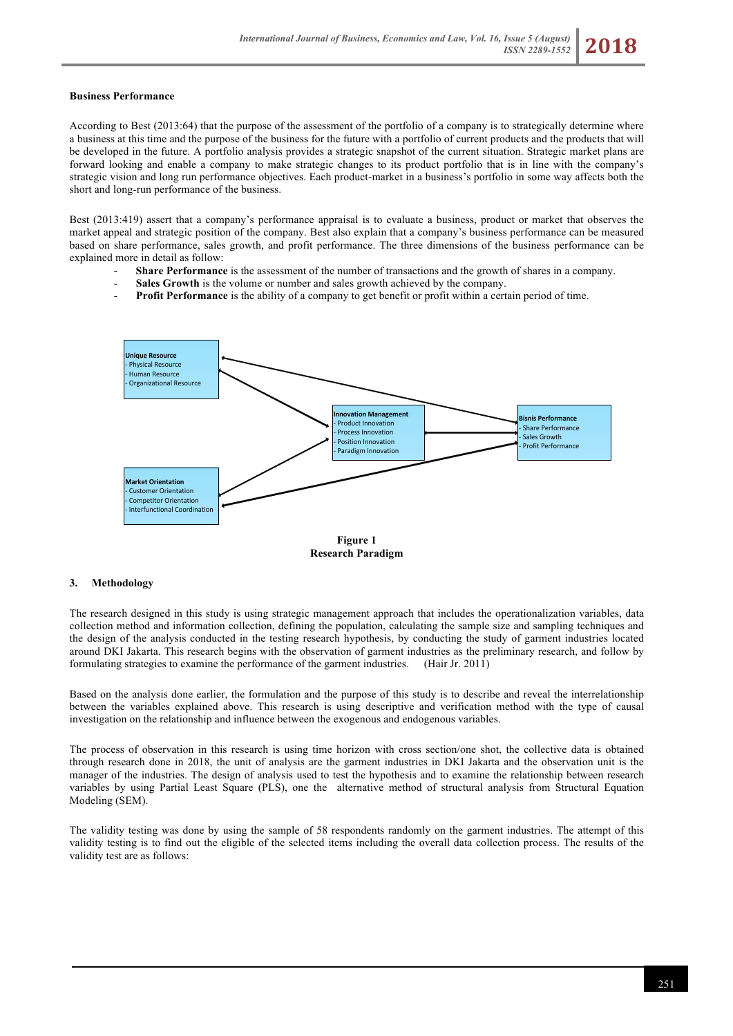**Business Performance**

According to Best (2013:64) that the purpose of the assessment of the portfolio of a company is to strategically determine where a business at this time and the purpose of the business for the future with a portfolio of current products and the products that will be developed in the future. A portfolio analysis provides a strategic snapshot of the current situation. Strategic market plans are forward looking and enable a company to make strategic changes to its product portfolio that is in line with the company's strategic vision and long run performance objectives. Each product-market in a business's portfolio in some way affects both the short and long-run performance of the business.

Best (2013:419) assert that a company's performance appraisal is to evaluate a business, product or market that observes the market appeal and strategic position of the company. Best also explain that a company's business performance can be measured based on share performance, sales growth, and profit performance. The three dimensions of the business performance can be explained more in detail as follow:

- **Share Performance** is the assessment of the number of transactions and the growth of shares in a company.
- **Sales Growth** is the volume or number and sales growth achieved by the company.
- **Profit Performance** is the ability of a company to get benefit or profit within a certain period of time.

**Unique Resource**
- Physical Resource
- Human Resource
- Organizational Resource

**Innovation Management**
- Product Innovation
- Process Innovation
- Position Innovation
- Paradigm Innovation

**Bisnis Performance**
- Share Performance
- Sales Growth
- Profit Performance

**Market Orientation**
- Customer Orientation
- Competitor Orientation
- Interfunctional Coordination

**Figure 1**
**Research Paradigm**

## 3. Methodology

The research designed in this study is using strategic management approach that includes the operationalization variables, data collection method and information collection, defining the population, calculating the sample size and sampling techniques and the design of the analysis conducted in the testing research hypothesis, by conducting the study of garment industries located around DKI Jakarta. This research begins with the observation of garment industries as the preliminary research, and follow by formulating strategies to examine the performance of the garment industries. (Hair Jr. 2011)

Based on the analysis done earlier, the formulation and the purpose of this study is to describe and reveal the interrelationship between the variables explained above. This research is using descriptive and verification method with the type of causal investigation on the relationship and influence between the exogenous and endogenous variables.

The process of observation in this research is using time horizon with cross section/one shot, the collective data is obtained through research done in 2018, the unit of analysis are the garment industries in DKI Jakarta and the observation unit is the manager of the industries. The design of analysis used to test the hypothesis and to examine the relationship between research variables by using Partial Least Square (PLS), one the alternative method of structural analysis from Structural Equation Modeling (SEM).

The validity testing was done by using the sample of 58 respondents randomly on the garment industries. The attempt of this validity testing is to find out the eligible of the selected items including the overall data collection process. The results of the validity test are as follows: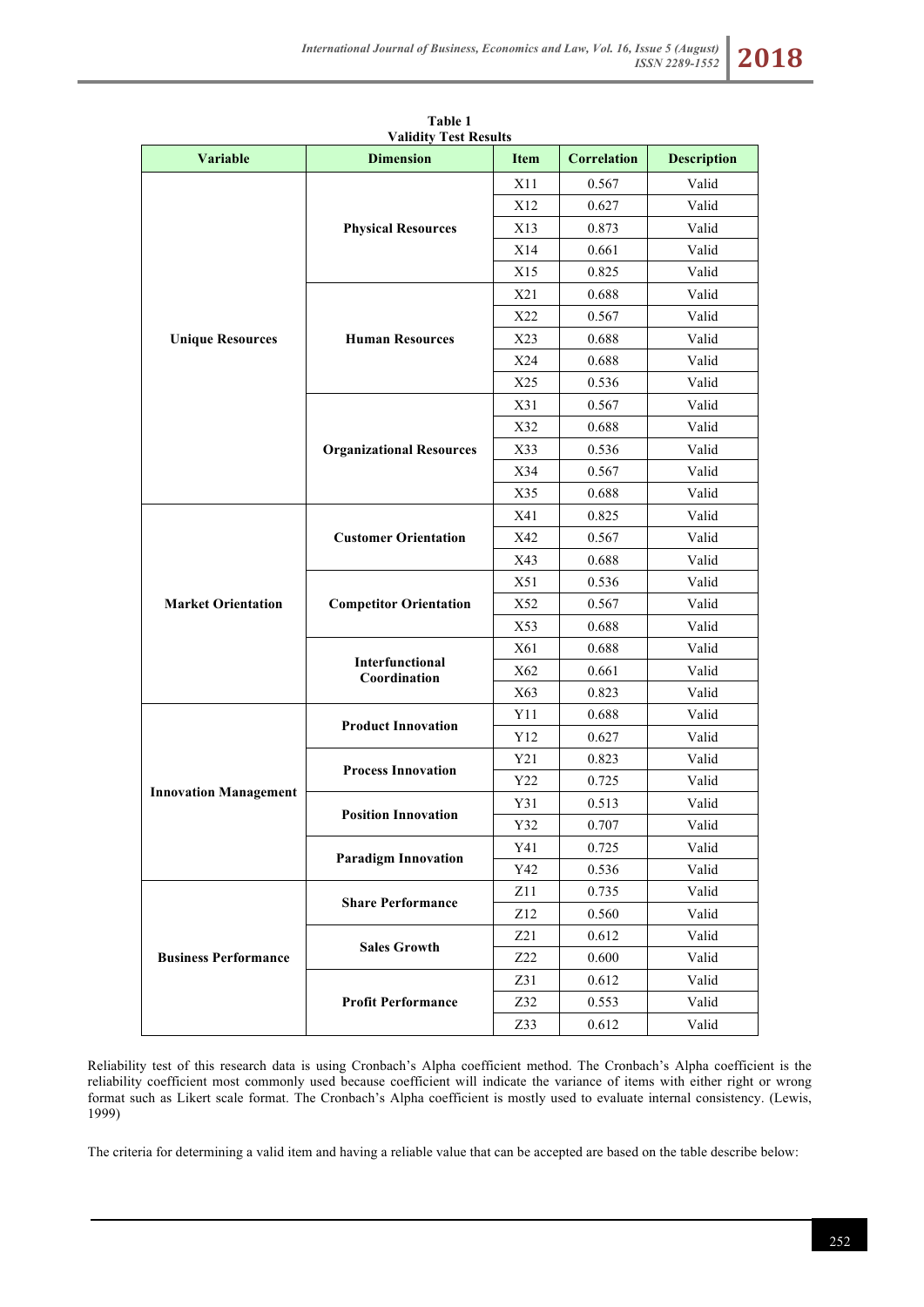**Table 1**
**Validity Test Results**

| Variable | Dimension | Item | Correlation | Description |
|---|---|---|---|---|
| Unique Resources | Physical Resources | X11 | 0.567 | Valid |
| | | X12 | 0.627 | Valid |
| | | X13 | 0.873 | Valid |
| | | X14 | 0.661 | Valid |
| | | X15 | 0.825 | Valid |
| | Human Resources | X21 | 0.688 | Valid |
| | | X22 | 0.567 | Valid |
| | | X23 | 0.688 | Valid |
| | | X24 | 0.688 | Valid |
| | | X25 | 0.536 | Valid |
| | Organizational Resources | X31 | 0.567 | Valid |
| | | X32 | 0.688 | Valid |
| | | X33 | 0.536 | Valid |
| | | X34 | 0.567 | Valid |
| | | X35 | 0.688 | Valid |
| Market Orientation | Customer Orientation | X41 | 0.825 | Valid |
| | | X42 | 0.567 | Valid |
| | | X43 | 0.688 | Valid |
| | Competitor Orientation | X51 | 0.536 | Valid |
| | | X52 | 0.567 | Valid |
| | | X53 | 0.688 | Valid |
| | Interfunctional Coordination | X61 | 0.688 | Valid |
| | | X62 | 0.661 | Valid |
| | | X63 | 0.823 | Valid |
| Innovation Management | Product Innovation | Y11 | 0.688 | Valid |
| | | Y12 | 0.627 | Valid |
| | Process Innovation | Y21 | 0.823 | Valid |
| | | Y22 | 0.725 | Valid |
| | Position Innovation | Y31 | 0.513 | Valid |
| | | Y32 | 0.707 | Valid |
| | Paradigm Innovation | Y41 | 0.725 | Valid |
| | | Y42 | 0.536 | Valid |
| Business Performance | Share Performance | Z11 | 0.735 | Valid |
| | | Z12 | 0.560 | Valid |
| | Sales Growth | Z21 | 0.612 | Valid |
| | | Z22 | 0.600 | Valid |
| | Profit Performance | Z31 | 0.612 | Valid |
| | | Z32 | 0.553 | Valid |
| | | Z33 | 0.612 | Valid |

Reliability test of this research data is using Cronbach's Alpha coefficient method. The Cronbach's Alpha coefficient is the reliability coefficient most commonly used because coefficient will indicate the variance of items with either right or wrong format such as Likert scale format. The Cronbach's Alpha coefficient is mostly used to evaluate internal consistency. (Lewis, 1999)

The criteria for determining a valid item and having a reliable value that can be accepted are based on the table describe below: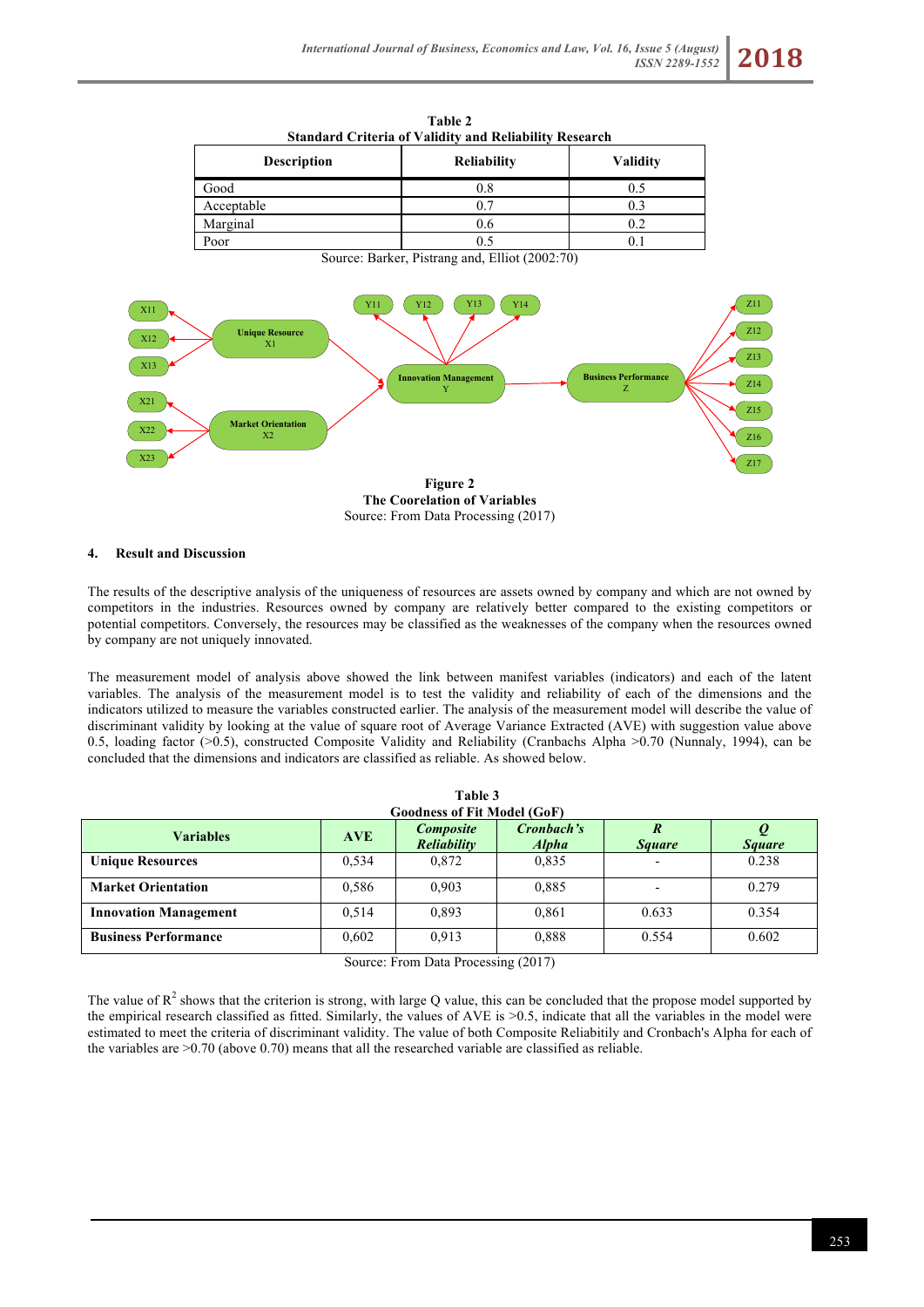**Table 2**
**Standard Criteria of Validity and Reliability Research**

| Description | Reliability | Validity |
|---|---|---|
| Good | 0.8 | 0.5 |
| Acceptable | 0.7 | 0.3 |
| Marginal | 0.6 | 0.2 |
| Poor | 0.5 | 0.1 |

Source: Barker, Pistrang and, Elliot (2002:70)

**Figure 2**
**The Coorelation of Variables**
Source: From Data Processing (2017)

## 4. Result and Discussion

The results of the descriptive analysis of the uniqueness of resources are assets owned by company and which are not owned by competitors in the industries. Resources owned by company are relatively better compared to the existing competitors or potential competitors. Conversely, the resources may be classified as the weaknesses of the company when the resources owned by company are not uniquely innovated.

The measurement model of analysis above showed the link between manifest variables (indicators) and each of the latent variables. The analysis of the measurement model is to test the validity and reliability of each of the dimensions and the indicators utilized to measure the variables constructed earlier. The analysis of the measurement model will describe the value of discriminant validity by looking at the value of square root of Average Variance Extracted (AVE) with suggestion value above 0.5, loading factor (>0.5), constructed Composite Validity and Reliability (Cranbachs Alpha >0.70 (Nunnaly, 1994), can be concluded that the dimensions and indicators are classified as reliable. As showed below.

**Table 3**
**Goodness of Fit Model (GoF)**

| Variables | AVE | *Composite Reliability* | *Cronbach's Alpha* | *R Square* | *Q Square* |
|---|---|---|---|---|---|
| **Unique Resources** | 0,534 | 0,872 | 0,835 | - | 0.238 |
| **Market Orientation** | 0,586 | 0,903 | 0,885 | - | 0.279 |
| **Innovation Management** | 0,514 | 0,893 | 0,861 | 0.633 | 0.354 |
| **Business Performance** | 0,602 | 0,913 | 0,888 | 0.554 | 0.602 |

Source: From Data Processing (2017)

The value of $R^2$ shows that the criterion is strong, with large Q value, this can be concluded that the propose model supported by the empirical research classified as fitted. Similarly, the values of AVE is >0.5, indicate that all the variables in the model were estimated to meet the criteria of discriminant validity. The value of both Composite Reliabitily and Cronbach's Alpha for each of the variables are >0.70 (above 0.70) means that all the researched variable are classified as reliable.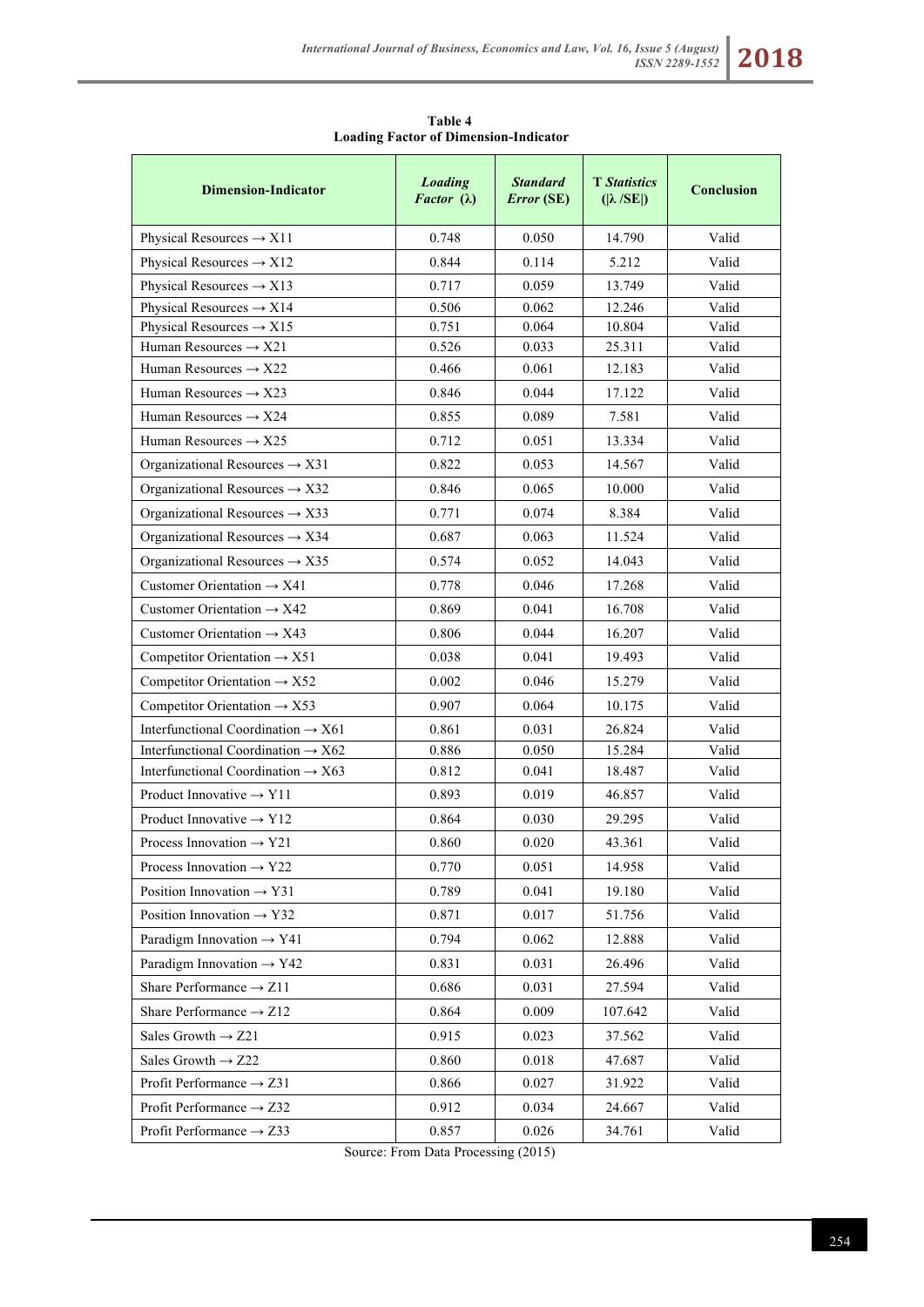**Table 4**
**Loading Factor of Dimension-Indicator**

| Dimension-Indicator | *Loading Factor* (λ) | *Standard Error* (SE) | T *Statistics* (\|λ /SE\|) | Conclusion |
|---|---|---|---|---|
| Physical Resources → X11 | 0.748 | 0.050 | 14.790 | Valid |
| Physical Resources → X12 | 0.844 | 0.114 | 5.212 | Valid |
| Physical Resources → X13 | 0.717 | 0.059 | 13.749 | Valid |
| Physical Resources → X14 | 0.506 | 0.062 | 12.246 | Valid |
| Physical Resources → X15 | 0.751 | 0.064 | 10.804 | Valid |
| Human Resources → X21 | 0.526 | 0.033 | 25.311 | Valid |
| Human Resources → X22 | 0.466 | 0.061 | 12.183 | Valid |
| Human Resources → X23 | 0.846 | 0.044 | 17.122 | Valid |
| Human Resources → X24 | 0.855 | 0.089 | 7.581 | Valid |
| Human Resources → X25 | 0.712 | 0.051 | 13.334 | Valid |
| Organizational Resources → X31 | 0.822 | 0.053 | 14.567 | Valid |
| Organizational Resources → X32 | 0.846 | 0.065 | 10.000 | Valid |
| Organizational Resources → X33 | 0.771 | 0.074 | 8.384 | Valid |
| Organizational Resources → X34 | 0.687 | 0.063 | 11.524 | Valid |
| Organizational Resources → X35 | 0.574 | 0.052 | 14.043 | Valid |
| Customer Orientation → X41 | 0.778 | 0.046 | 17.268 | Valid |
| Customer Orientation → X42 | 0.869 | 0.041 | 16.708 | Valid |
| Customer Orientation → X43 | 0.806 | 0.044 | 16.207 | Valid |
| Competitor Orientation → X51 | 0.038 | 0.041 | 19.493 | Valid |
| Competitor Orientation → X52 | 0.002 | 0.046 | 15.279 | Valid |
| Competitor Orientation → X53 | 0.907 | 0.064 | 10.175 | Valid |
| Interfunctional Coordination → X61 | 0.861 | 0.031 | 26.824 | Valid |
| Interfunctional Coordination → X62 | 0.886 | 0.050 | 15.284 | Valid |
| Interfunctional Coordination → X63 | 0.812 | 0.041 | 18.487 | Valid |
| Product Innovative → Y11 | 0.893 | 0.019 | 46.857 | Valid |
| Product Innovative → Y12 | 0.864 | 0.030 | 29.295 | Valid |
| Process Innovation → Y21 | 0.860 | 0.020 | 43.361 | Valid |
| Process Innovation → Y22 | 0.770 | 0.051 | 14.958 | Valid |
| Position Innovation → Y31 | 0.789 | 0.041 | 19.180 | Valid |
| Position Innovation → Y32 | 0.871 | 0.017 | 51.756 | Valid |
| Paradigm Innovation → Y41 | 0.794 | 0.062 | 12.888 | Valid |
| Paradigm Innovation → Y42 | 0.831 | 0.031 | 26.496 | Valid |
| Share Performance → Z11 | 0.686 | 0.031 | 27.594 | Valid |
| Share Performance → Z12 | 0.864 | 0.009 | 107.642 | Valid |
| Sales Growth → Z21 | 0.915 | 0.023 | 37.562 | Valid |
| Sales Growth → Z22 | 0.860 | 0.018 | 47.687 | Valid |
| Profit Performance → Z31 | 0.866 | 0.027 | 31.922 | Valid |
| Profit Performance → Z32 | 0.912 | 0.034 | 24.667 | Valid |
| Profit Performance → Z33 | 0.857 | 0.026 | 34.761 | Valid |

Source: From Data Processing (2015)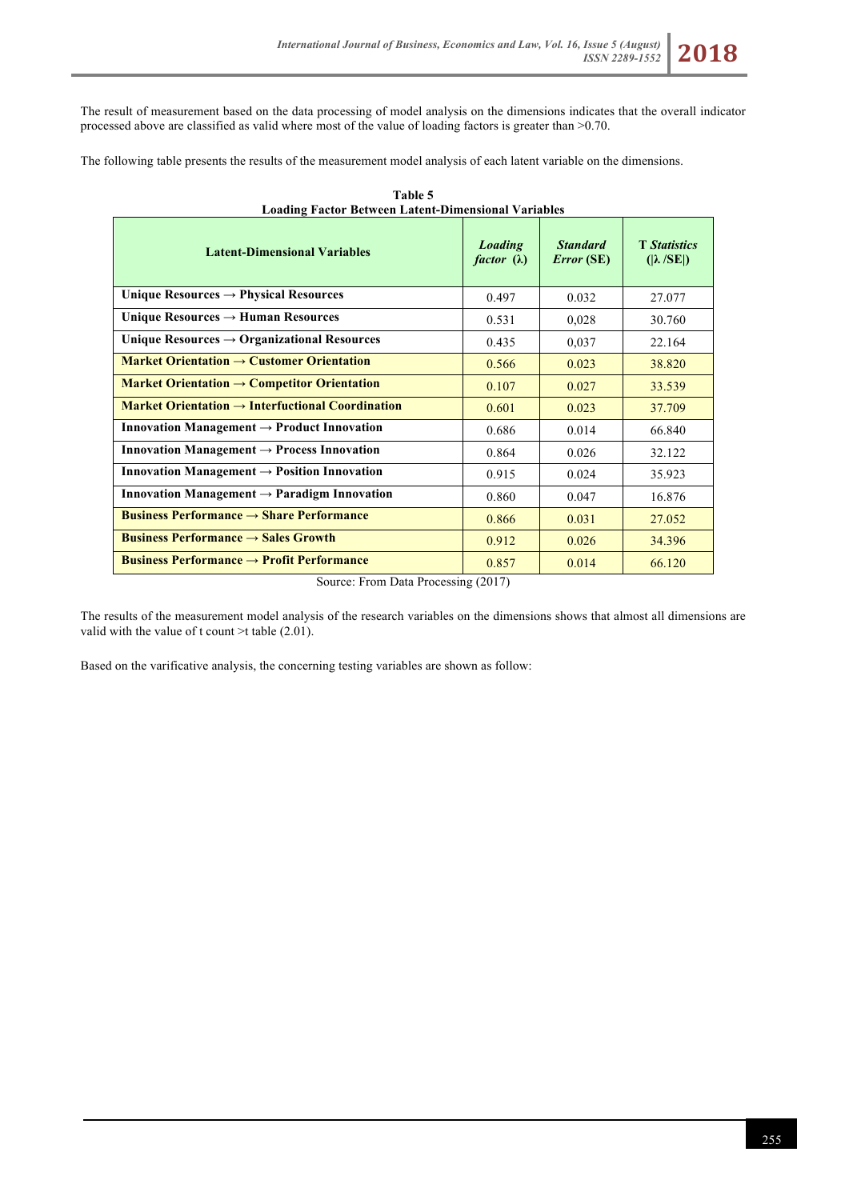The result of measurement based on the data processing of model analysis on the dimensions indicates that the overall indicator processed above are classified as valid where most of the value of loading factors is greater than >0.70.

The following table presents the results of the measurement model analysis of each latent variable on the dimensions.

**Table 5**
**Loading Factor Between Latent-Dimensional Variables**

| Latent-Dimensional Variables | *Loading factor* (λ) | *Standard Error* (SE) | T *Statistics* (\|λ /SE\|) |
|---|---|---|---|
| Unique Resources → Physical Resources | 0.497 | 0.032 | 27.077 |
| Unique Resources → Human Resources | 0.531 | 0,028 | 30.760 |
| Unique Resources → Organizational Resources | 0.435 | 0,037 | 22.164 |
| Market Orientation → Customer Orientation | 0.566 | 0.023 | 38.820 |
| Market Orientation → Competitor Orientation | 0.107 | 0.027 | 33.539 |
| Market Orientation → Interfuctional Coordination | 0.601 | 0.023 | 37.709 |
| Innovation Management → Product Innovation | 0.686 | 0.014 | 66.840 |
| Innovation Management → Process Innovation | 0.864 | 0.026 | 32.122 |
| Innovation Management → Position Innovation | 0.915 | 0.024 | 35.923 |
| Innovation Management → Paradigm Innovation | 0.860 | 0.047 | 16.876 |
| Business Performance → Share Performance | 0.866 | 0.031 | 27.052 |
| Business Performance → Sales Growth | 0.912 | 0.026 | 34.396 |
| Business Performance → Profit Performance | 0.857 | 0.014 | 66.120 |

Source: From Data Processing (2017)

The results of the measurement model analysis of the research variables on the dimensions shows that almost all dimensions are valid with the value of t count >t table (2.01).

Based on the varificative analysis, the concerning testing variables are shown as follow: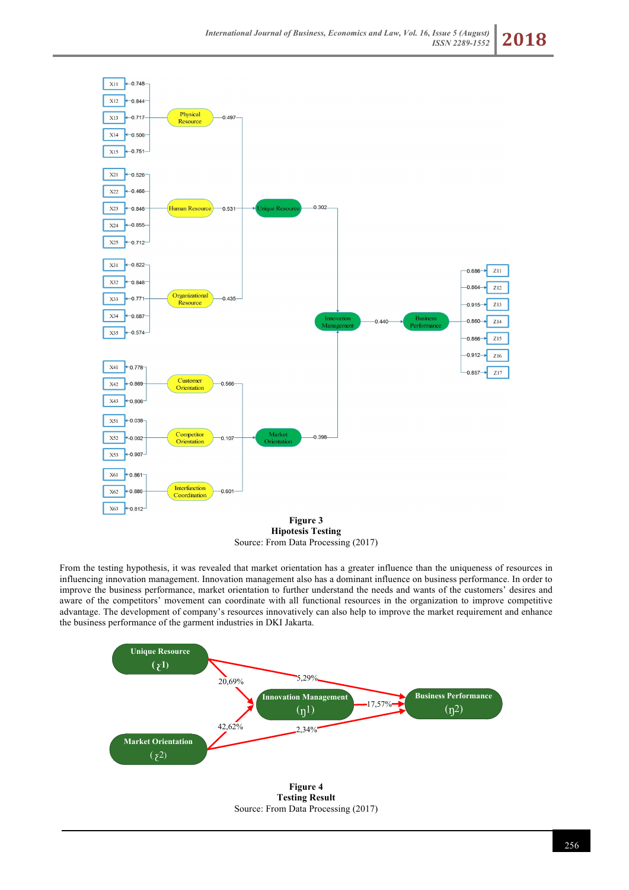**Figure 3**
**Hipotesis Testing**
Source: From Data Processing (2017)

From the testing hypothesis, it was revealed that market orientation has a greater influence than the uniqueness of resources in influencing innovation management. Innovation management also has a dominant influence on business performance. In order to improve the business performance, market orientation to further understand the needs and wants of the customers' desires and aware of the competitors' movement can coordinate with all functional resources in the organization to improve competitive advantage. The development of company's resources innovatively can also help to improve the market requirement and enhance the business performance of the garment industries in DKI Jakarta.

**Figure 4**
**Testing Result**
Source: From Data Processing (2017)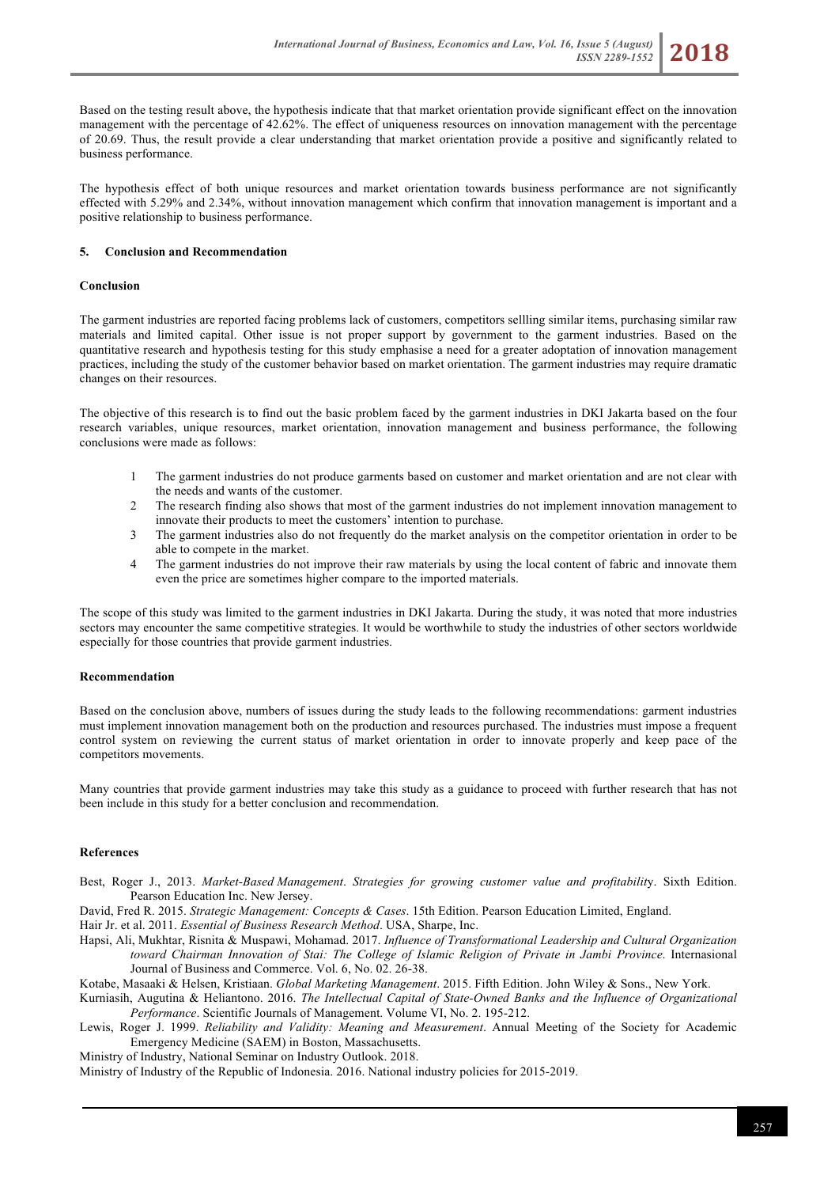Based on the testing result above, the hypothesis indicate that that market orientation provide significant effect on the innovation management with the percentage of 42.62%. The effect of uniqueness resources on innovation management with the percentage of 20.69. Thus, the result provide a clear understanding that market orientation provide a positive and significantly related to business performance.

The hypothesis effect of both unique resources and market orientation towards business performance are not significantly effected with 5.29% and 2.34%, without innovation management which confirm that innovation management is important and a positive relationship to business performance.

## 5. Conclusion and Recommendation

### Conclusion

The garment industries are reported facing problems lack of customers, competitors sellling similar items, purchasing similar raw materials and limited capital. Other issue is not proper support by government to the garment industries. Based on the quantitative research and hypothesis testing for this study emphasise a need for a greater adoptation of innovation management practices, including the study of the customer behavior based on market orientation. The garment industries may require dramatic changes on their resources.

The objective of this research is to find out the basic problem faced by the garment industries in DKI Jakarta based on the four research variables, unique resources, market orientation, innovation management and business performance, the following conclusions were made as follows:

1. The garment industries do not produce garments based on customer and market orientation and are not clear with the needs and wants of the customer.
2. The research finding also shows that most of the garment industries do not implement innovation management to innovate their products to meet the customers' intention to purchase.
3. The garment industries also do not frequently do the market analysis on the competitor orientation in order to be able to compete in the market.
4. The garment industries do not improve their raw materials by using the local content of fabric and innovate them even the price are sometimes higher compare to the imported materials.

The scope of this study was limited to the garment industries in DKI Jakarta. During the study, it was noted that more industries sectors may encounter the same competitive strategies. It would be worthwhile to study the industries of other sectors worldwide especially for those countries that provide garment industries.

### Recommendation

Based on the conclusion above, numbers of issues during the study leads to the following recommendations: garment industries must implement innovation management both on the production and resources purchased. The industries must impose a frequent control system on reviewing the current status of market orientation in order to innovate properly and keep pace of the competitors movements.

Many countries that provide garment industries may take this study as a guidance to proceed with further research that has not been include in this study for a better conclusion and recommendation.

### References

Best, Roger J., 2013. *Market-Based Management*. *Strategies for growing customer value and profitability*. Sixth Edition. Pearson Education Inc. New Jersey.

David, Fred R. 2015. *Strategic Management: Concepts & Cases*. 15th Edition. Pearson Education Limited, England.

Hair Jr. et al. 2011. *Essential of Business Research Method*. USA, Sharpe, Inc.

Hapsi, Ali, Mukhtar, Risnita & Muspawi, Mohamad. 2017. *Influence of Transformational Leadership and Cultural Organization toward Chairman Innovation of Stai: The College of Islamic Religion of Private in Jambi Province*. Internasional Journal of Business and Commerce. Vol. 6, No. 02. 26-38.

Kotabe, Masaaki & Helsen, Kristiaan. *Global Marketing Management*. 2015. Fifth Edition. John Wiley & Sons., New York.

Kurniasih, Augutina & Heliantono. 2016. *The Intellectual Capital of State-Owned Banks and the Influence of Organizational Performance*. Scientific Journals of Management. Volume VI, No. 2. 195-212.

Lewis, Roger J. 1999. *Reliability and Validity: Meaning and Measurement*. Annual Meeting of the Society for Academic Emergency Medicine (SAEM) in Boston, Massachusetts.

Ministry of Industry, National Seminar on Industry Outlook. 2018.

Ministry of Industry of the Republic of Indonesia. 2016. National industry policies for 2015-2019.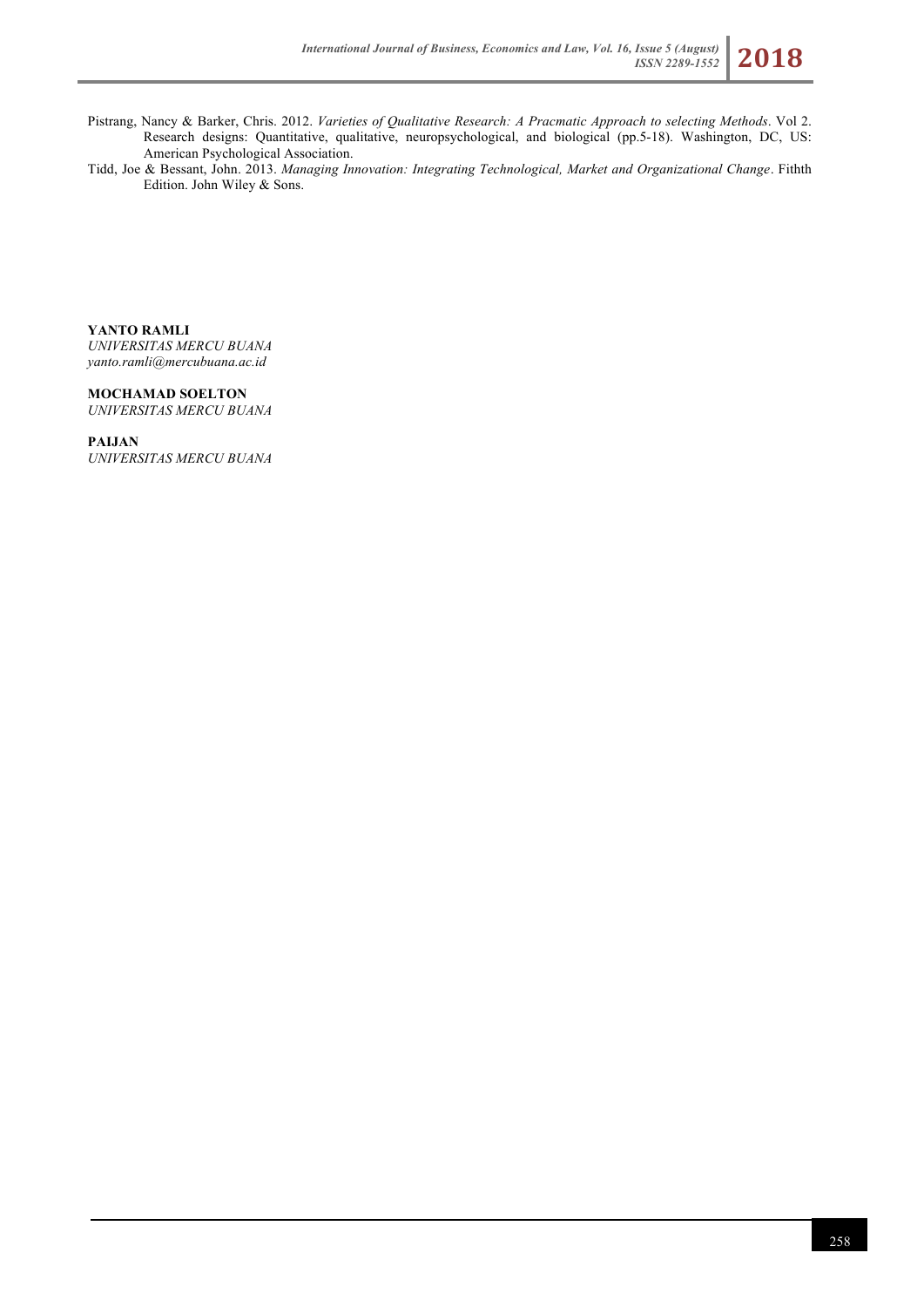Pistrang, Nancy & Barker, Chris. 2012. *Varieties of Qualitative Research: A Pracmatic Approach to selecting Methods*. Vol 2. Research designs: Quantitative, qualitative, neuropsychological, and biological (pp.5-18). Washington, DC, US: American Psychological Association.

Tidd, Joe & Bessant, John. 2013. *Managing Innovation: Integrating Technological, Market and Organizational Change*. Fithth Edition. John Wiley & Sons.

**YANTO RAMLI**
*UNIVERSITAS MERCU BUANA*
*yanto.ramli@mercubuana.ac.id*

**MOCHAMAD SOELTON**
*UNIVERSITAS MERCU BUANA*

**PAIJAN**
*UNIVERSITAS MERCU BUANA*